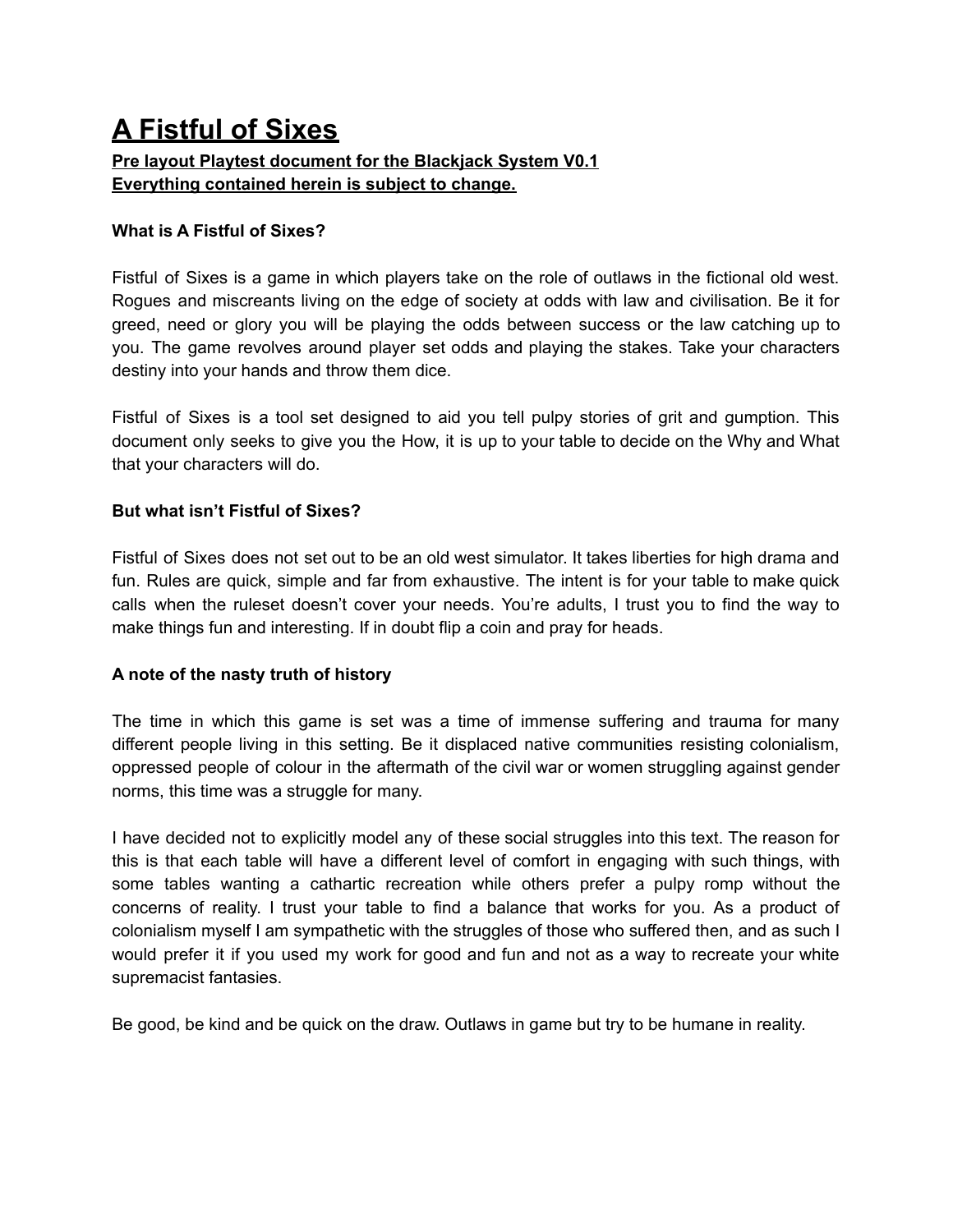# A Fistful of Sixes

**Pre layout Playtest document for the Blackjack System V0.1**
**Everything contained herein is subject to change.**

### What is A Fistful of Sixes?

Fistful of Sixes is a game in which players take on the role of outlaws in the fictional old west. Rogues and miscreants living on the edge of society at odds with law and civilisation. Be it for greed, need or glory you will be playing the odds between success or the law catching up to you. The game revolves around player set odds and playing the stakes. Take your characters destiny into your hands and throw them dice.

Fistful of Sixes is a tool set designed to aid you tell pulpy stories of grit and gumption. This document only seeks to give you the How, it is up to your table to decide on the Why and What that your characters will do.

### But what isn't Fistful of Sixes?

Fistful of Sixes does not set out to be an old west simulator. It takes liberties for high drama and fun. Rules are quick, simple and far from exhaustive. The intent is for your table to make quick calls when the ruleset doesn't cover your needs. You're adults, I trust you to find the way to make things fun and interesting. If in doubt flip a coin and pray for heads.

### A note of the nasty truth of history

The time in which this game is set was a time of immense suffering and trauma for many different people living in this setting. Be it displaced native communities resisting colonialism, oppressed people of colour in the aftermath of the civil war or women struggling against gender norms, this time was a struggle for many.

I have decided not to explicitly model any of these social struggles into this text. The reason for this is that each table will have a different level of comfort in engaging with such things, with some tables wanting a cathartic recreation while others prefer a pulpy romp without the concerns of reality. I trust your table to find a balance that works for you. As a product of colonialism myself I am sympathetic with the struggles of those who suffered then, and as such I would prefer it if you used my work for good and fun and not as a way to recreate your white supremacist fantasies.

Be good, be kind and be quick on the draw. Outlaws in game but try to be humane in reality.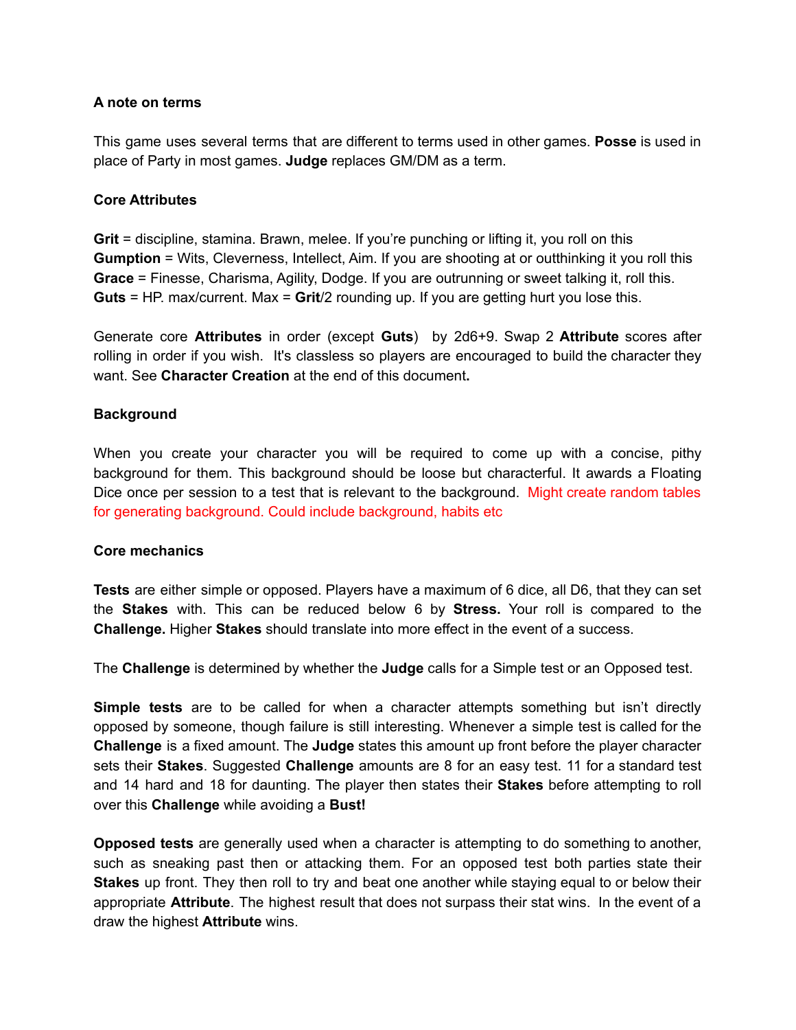### A note on terms

This game uses several terms that are different to terms used in other games. **Posse** is used in place of Party in most games. **Judge** replaces GM/DM as a term.

### Core Attributes

**Grit** = discipline, stamina. Brawn, melee. If you're punching or lifting it, you roll on this
**Gumption** = Wits, Cleverness, Intellect, Aim. If you are shooting at or outthinking it you roll this
**Grace** = Finesse, Charisma, Agility, Dodge. If you are outrunning or sweet talking it, roll this.
**Guts** = HP. max/current. Max = **Grit**/2 rounding up. If you are getting hurt you lose this.

Generate core **Attributes** in order (except **Guts**) by 2d6+9. Swap 2 **Attribute** scores after rolling in order if you wish. It's classless so players are encouraged to build the character they want. See **Character Creation** at the end of this document**.**

### Background

When you create your character you will be required to come up with a concise, pithy background for them. This background should be loose but characterful. It awards a Floating Dice once per session to a test that is relevant to the background. Might create random tables for generating background. Could include background, habits etc

### Core mechanics

**Tests** are either simple or opposed. Players have a maximum of 6 dice, all D6, that they can set the **Stakes** with. This can be reduced below 6 by **Stress.** Your roll is compared to the **Challenge.** Higher **Stakes** should translate into more effect in the event of a success.

The **Challenge** is determined by whether the **Judge** calls for a Simple test or an Opposed test.

**Simple tests** are to be called for when a character attempts something but isn't directly opposed by someone, though failure is still interesting. Whenever a simple test is called for the **Challenge** is a fixed amount. The **Judge** states this amount up front before the player character sets their **Stakes**. Suggested **Challenge** amounts are 8 for an easy test. 11 for a standard test and 14 hard and 18 for daunting. The player then states their **Stakes** before attempting to roll over this **Challenge** while avoiding a **Bust!**

**Opposed tests** are generally used when a character is attempting to do something to another, such as sneaking past then or attacking them. For an opposed test both parties state their **Stakes** up front. They then roll to try and beat one another while staying equal to or below their appropriate **Attribute**. The highest result that does not surpass their stat wins. In the event of a draw the highest **Attribute** wins.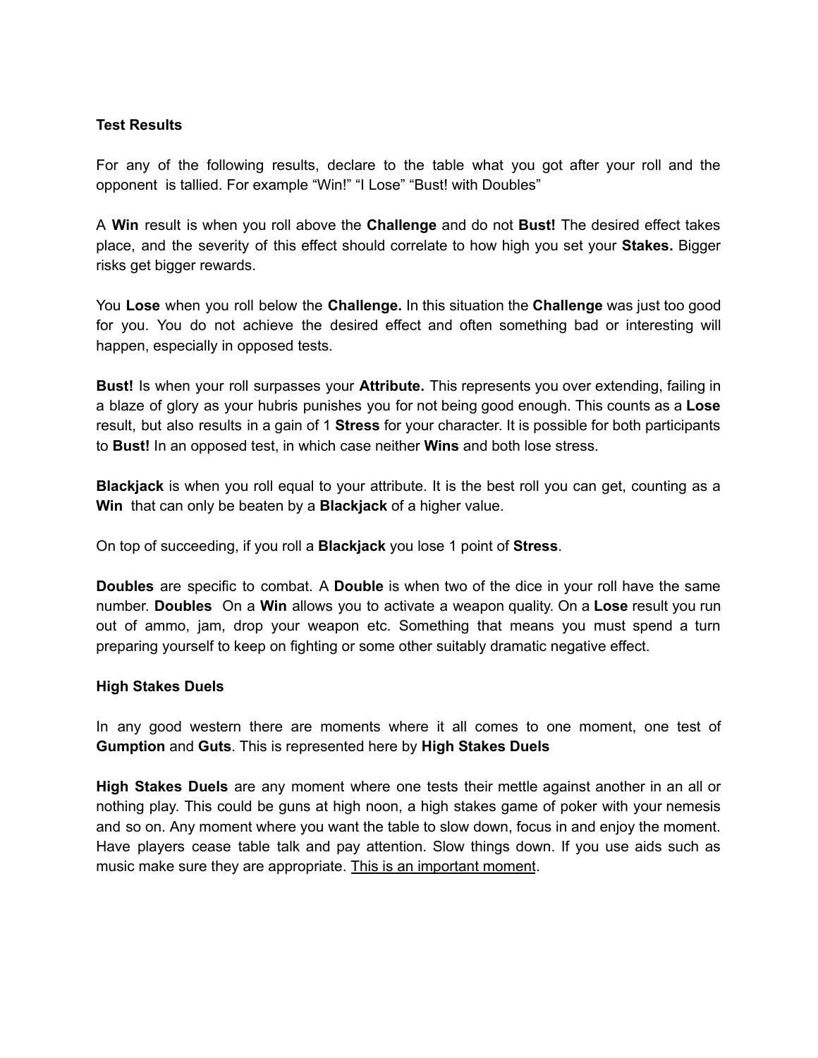**Test Results**

For any of the following results, declare to the table what you got after your roll and the opponent is tallied. For example "Win!" "I Lose" "Bust! with Doubles"

A **Win** result is when you roll above the **Challenge** and do not **Bust!** The desired effect takes place, and the severity of this effect should correlate to how high you set your **Stakes.** Bigger risks get bigger rewards.

You **Lose** when you roll below the **Challenge.** In this situation the **Challenge** was just too good for you. You do not achieve the desired effect and often something bad or interesting will happen, especially in opposed tests.

**Bust!** Is when your roll surpasses your **Attribute.** This represents you over extending, failing in a blaze of glory as your hubris punishes you for not being good enough. This counts as a **Lose** result, but also results in a gain of 1 **Stress** for your character. It is possible for both participants to **Bust!** In an opposed test, in which case neither **Wins** and both lose stress.

**Blackjack** is when you roll equal to your attribute. It is the best roll you can get, counting as a **Win** that can only be beaten by a **Blackjack** of a higher value.

On top of succeeding, if you roll a **Blackjack** you lose 1 point of **Stress**.

**Doubles** are specific to combat. A **Double** is when two of the dice in your roll have the same number. **Doubles** On a **Win** allows you to activate a weapon quality. On a **Lose** result you run out of ammo, jam, drop your weapon etc. Something that means you must spend a turn preparing yourself to keep on fighting or some other suitably dramatic negative effect.

**High Stakes Duels**

In any good western there are moments where it all comes to one moment, one test of **Gumption** and **Guts**. This is represented here by **High Stakes Duels**

**High Stakes Duels** are any moment where one tests their mettle against another in an all or nothing play. This could be guns at high noon, a high stakes game of poker with your nemesis and so on. Any moment where you want the table to slow down, focus in and enjoy the moment. Have players cease table talk and pay attention. Slow things down. If you use aids such as music make sure they are appropriate. This is an important moment.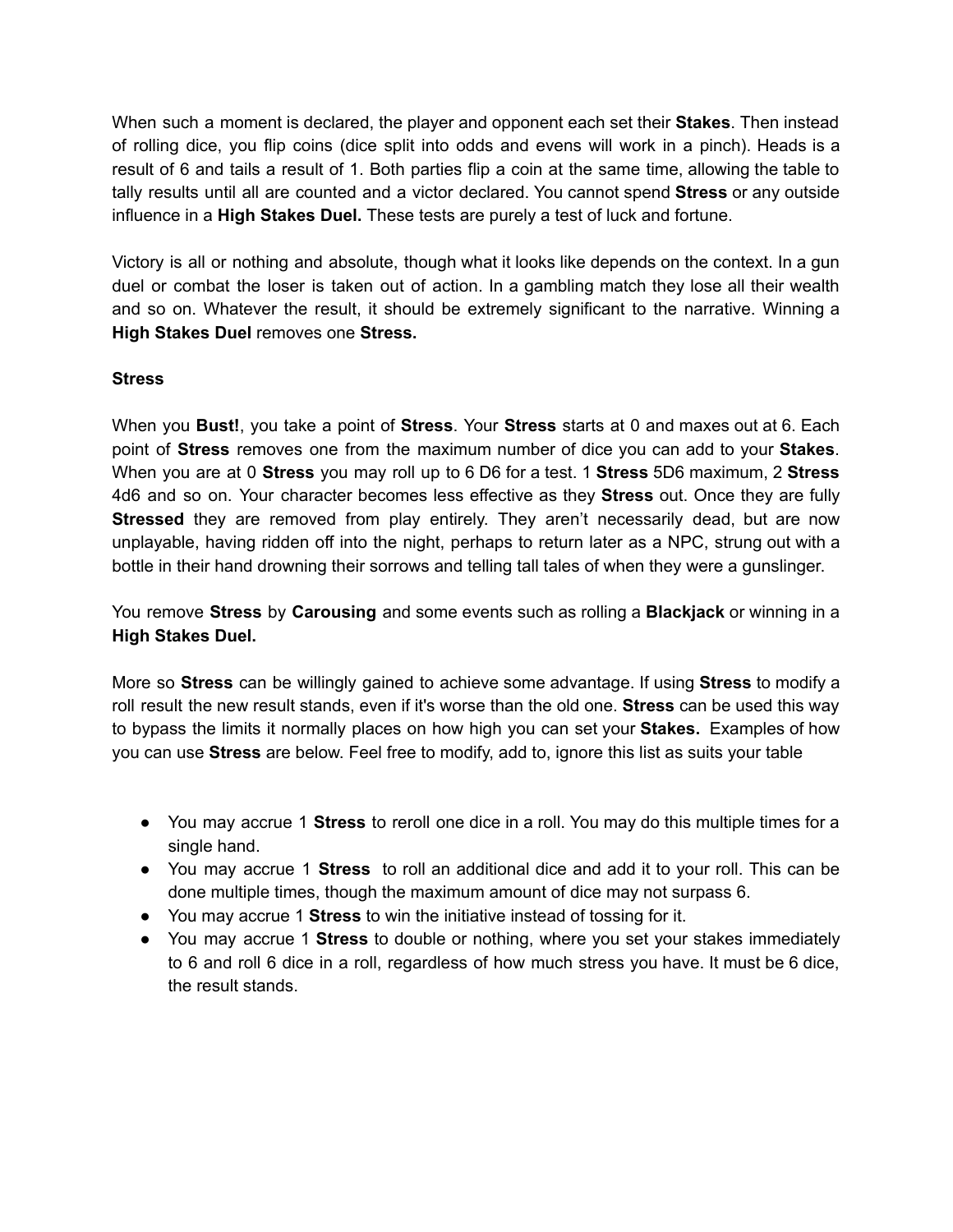When such a moment is declared, the player and opponent each set their **Stakes**. Then instead of rolling dice, you flip coins (dice split into odds and evens will work in a pinch). Heads is a result of 6 and tails a result of 1. Both parties flip a coin at the same time, allowing the table to tally results until all are counted and a victor declared. You cannot spend **Stress** or any outside influence in a **High Stakes Duel.** These tests are purely a test of luck and fortune.

Victory is all or nothing and absolute, though what it looks like depends on the context. In a gun duel or combat the loser is taken out of action. In a gambling match they lose all their wealth and so on. Whatever the result, it should be extremely significant to the narrative. Winning a **High Stakes Duel** removes one **Stress.**

**Stress**

When you **Bust!**, you take a point of **Stress**. Your **Stress** starts at 0 and maxes out at 6. Each point of **Stress** removes one from the maximum number of dice you can add to your **Stakes**. When you are at 0 **Stress** you may roll up to 6 D6 for a test. 1 **Stress** 5D6 maximum, 2 **Stress** 4d6 and so on. Your character becomes less effective as they **Stress** out. Once they are fully **Stressed** they are removed from play entirely. They aren't necessarily dead, but are now unplayable, having ridden off into the night, perhaps to return later as a NPC, strung out with a bottle in their hand drowning their sorrows and telling tall tales of when they were a gunslinger.

You remove **Stress** by **Carousing** and some events such as rolling a **Blackjack** or winning in a **High Stakes Duel.**

More so **Stress** can be willingly gained to achieve some advantage. If using **Stress** to modify a roll result the new result stands, even if it's worse than the old one. **Stress** can be used this way to bypass the limits it normally places on how high you can set your **Stakes.** Examples of how you can use **Stress** are below. Feel free to modify, add to, ignore this list as suits your table

- You may accrue 1 **Stress** to reroll one dice in a roll. You may do this multiple times for a single hand.
- You may accrue 1 **Stress** to roll an additional dice and add it to your roll. This can be done multiple times, though the maximum amount of dice may not surpass 6.
- You may accrue 1 **Stress** to win the initiative instead of tossing for it.
- You may accrue 1 **Stress** to double or nothing, where you set your stakes immediately to 6 and roll 6 dice in a roll, regardless of how much stress you have. It must be 6 dice, the result stands.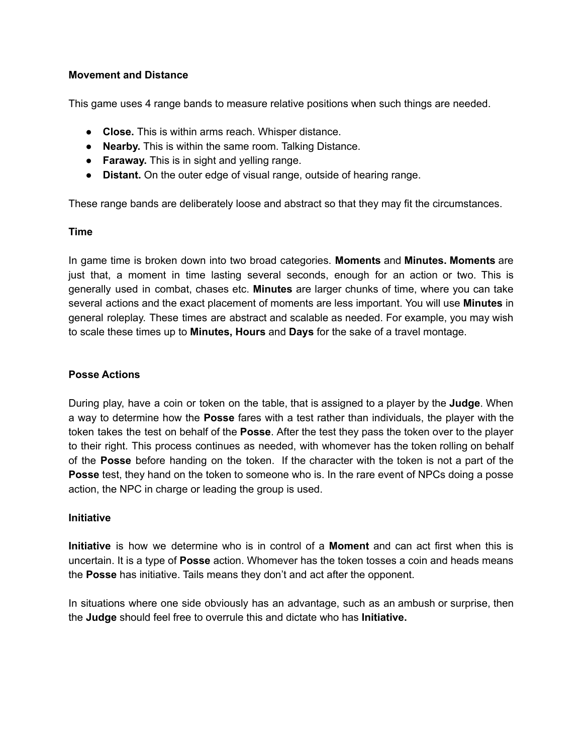## Movement and Distance

This game uses 4 range bands to measure relative positions when such things are needed.

- **Close.** This is within arms reach. Whisper distance.
- **Nearby.** This is within the same room. Talking Distance.
- **Faraway.** This is in sight and yelling range.
- **Distant.** On the outer edge of visual range, outside of hearing range.

These range bands are deliberately loose and abstract so that they may fit the circumstances.

## Time

In game time is broken down into two broad categories. **Moments** and **Minutes. Moments** are just that, a moment in time lasting several seconds, enough for an action or two. This is generally used in combat, chases etc. **Minutes** are larger chunks of time, where you can take several actions and the exact placement of moments are less important. You will use **Minutes** in general roleplay. These times are abstract and scalable as needed. For example, you may wish to scale these times up to **Minutes, Hours** and **Days** for the sake of a travel montage.

## Posse Actions

During play, have a coin or token on the table, that is assigned to a player by the **Judge**. When a way to determine how the **Posse** fares with a test rather than individuals, the player with the token takes the test on behalf of the **Posse**. After the test they pass the token over to the player to their right. This process continues as needed, with whomever has the token rolling on behalf of the **Posse** before handing on the token. If the character with the token is not a part of the **Posse** test, they hand on the token to someone who is. In the rare event of NPCs doing a posse action, the NPC in charge or leading the group is used.

## Initiative

**Initiative** is how we determine who is in control of a **Moment** and can act first when this is uncertain. It is a type of **Posse** action. Whomever has the token tosses a coin and heads means the **Posse** has initiative. Tails means they don't and act after the opponent.

In situations where one side obviously has an advantage, such as an ambush or surprise, then the **Judge** should feel free to overrule this and dictate who has **Initiative.**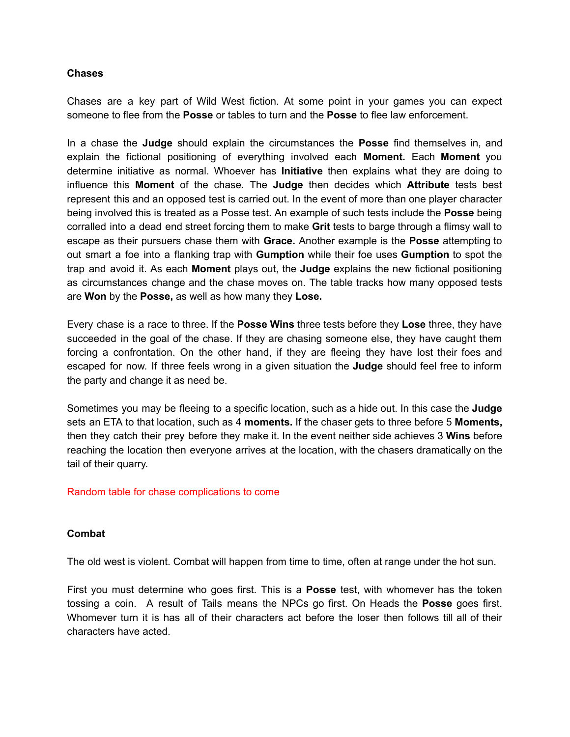## Chases

Chases are a key part of Wild West fiction. At some point in your games you can expect someone to flee from the **Posse** or tables to turn and the **Posse** to flee law enforcement.

In a chase the **Judge** should explain the circumstances the **Posse** find themselves in, and explain the fictional positioning of everything involved each **Moment.** Each **Moment** you determine initiative as normal. Whoever has **Initiative** then explains what they are doing to influence this **Moment** of the chase. The **Judge** then decides which **Attribute** tests best represent this and an opposed test is carried out. In the event of more than one player character being involved this is treated as a Posse test. An example of such tests include the **Posse** being corralled into a dead end street forcing them to make **Grit** tests to barge through a flimsy wall to escape as their pursuers chase them with **Grace.** Another example is the **Posse** attempting to out smart a foe into a flanking trap with **Gumption** while their foe uses **Gumption** to spot the trap and avoid it. As each **Moment** plays out, the **Judge** explains the new fictional positioning as circumstances change and the chase moves on. The table tracks how many opposed tests are **Won** by the **Posse,** as well as how many they **Lose.**

Every chase is a race to three. If the **Posse Wins** three tests before they **Lose** three, they have succeeded in the goal of the chase. If they are chasing someone else, they have caught them forcing a confrontation. On the other hand, if they are fleeing they have lost their foes and escaped for now. If three feels wrong in a given situation the **Judge** should feel free to inform the party and change it as need be.

Sometimes you may be fleeing to a specific location, such as a hide out. In this case the **Judge** sets an ETA to that location, such as 4 **moments.** If the chaser gets to three before 5 **Moments,** then they catch their prey before they make it. In the event neither side achieves 3 **Wins** before reaching the location then everyone arrives at the location, with the chasers dramatically on the tail of their quarry.

Random table for chase complications to come

## Combat

The old west is violent. Combat will happen from time to time, often at range under the hot sun.

First you must determine who goes first. This is a **Posse** test, with whomever has the token tossing a coin. A result of Tails means the NPCs go first. On Heads the **Posse** goes first. Whomever turn it is has all of their characters act before the loser then follows till all of their characters have acted.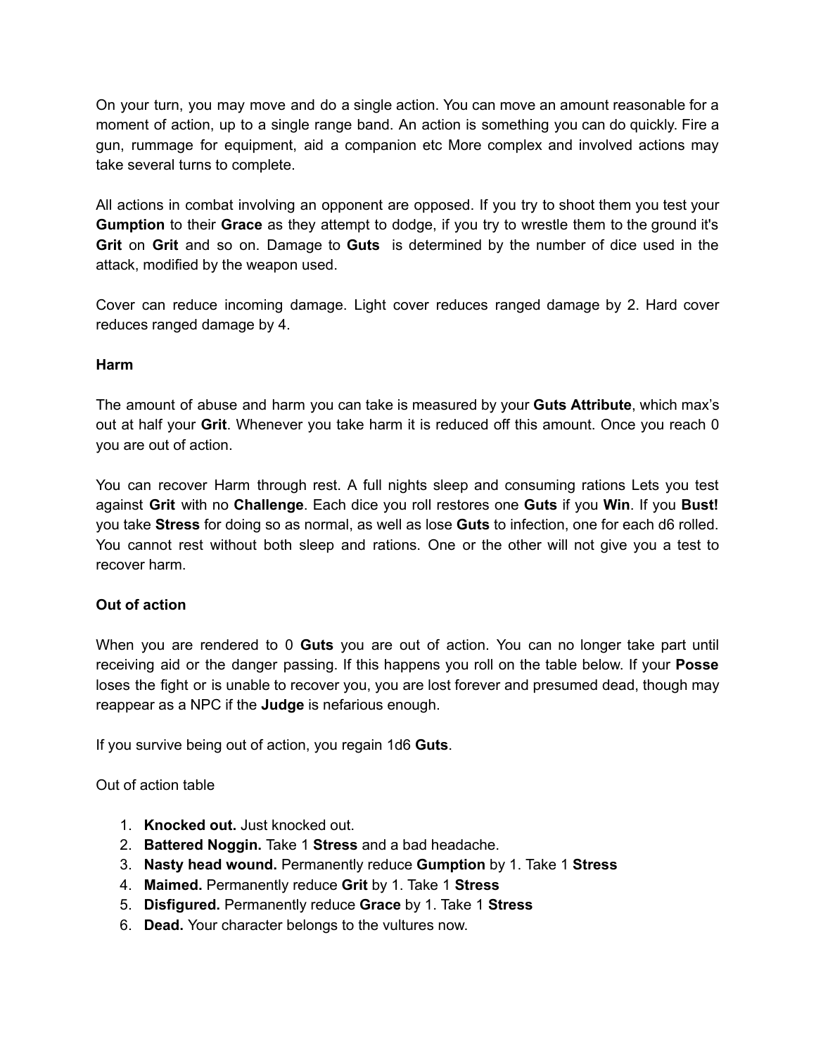On your turn, you may move and do a single action. You can move an amount reasonable for a moment of action, up to a single range band. An action is something you can do quickly. Fire a gun, rummage for equipment, aid a companion etc More complex and involved actions may take several turns to complete.

All actions in combat involving an opponent are opposed. If you try to shoot them you test your **Gumption** to their **Grace** as they attempt to dodge, if you try to wrestle them to the ground it's **Grit** on **Grit** and so on. Damage to **Guts** is determined by the number of dice used in the attack, modified by the weapon used.

Cover can reduce incoming damage. Light cover reduces ranged damage by 2. Hard cover reduces ranged damage by 4.

### Harm

The amount of abuse and harm you can take is measured by your **Guts Attribute**, which max's out at half your **Grit**. Whenever you take harm it is reduced off this amount. Once you reach 0 you are out of action.

You can recover Harm through rest. A full nights sleep and consuming rations Lets you test against **Grit** with no **Challenge**. Each dice you roll restores one **Guts** if you **Win**. If you **Bust!** you take **Stress** for doing so as normal, as well as lose **Guts** to infection, one for each d6 rolled. You cannot rest without both sleep and rations. One or the other will not give you a test to recover harm.

### Out of action

When you are rendered to 0 **Guts** you are out of action. You can no longer take part until receiving aid or the danger passing. If this happens you roll on the table below. If your **Posse** loses the fight or is unable to recover you, you are lost forever and presumed dead, though may reappear as a NPC if the **Judge** is nefarious enough.

If you survive being out of action, you regain 1d6 **Guts**.

Out of action table

1. **Knocked out.** Just knocked out.
2. **Battered Noggin.** Take 1 **Stress** and a bad headache.
3. **Nasty head wound.** Permanently reduce **Gumption** by 1. Take 1 **Stress**
4. **Maimed.** Permanently reduce **Grit** by 1. Take 1 **Stress**
5. **Disfigured.** Permanently reduce **Grace** by 1. Take 1 **Stress**
6. **Dead.** Your character belongs to the vultures now.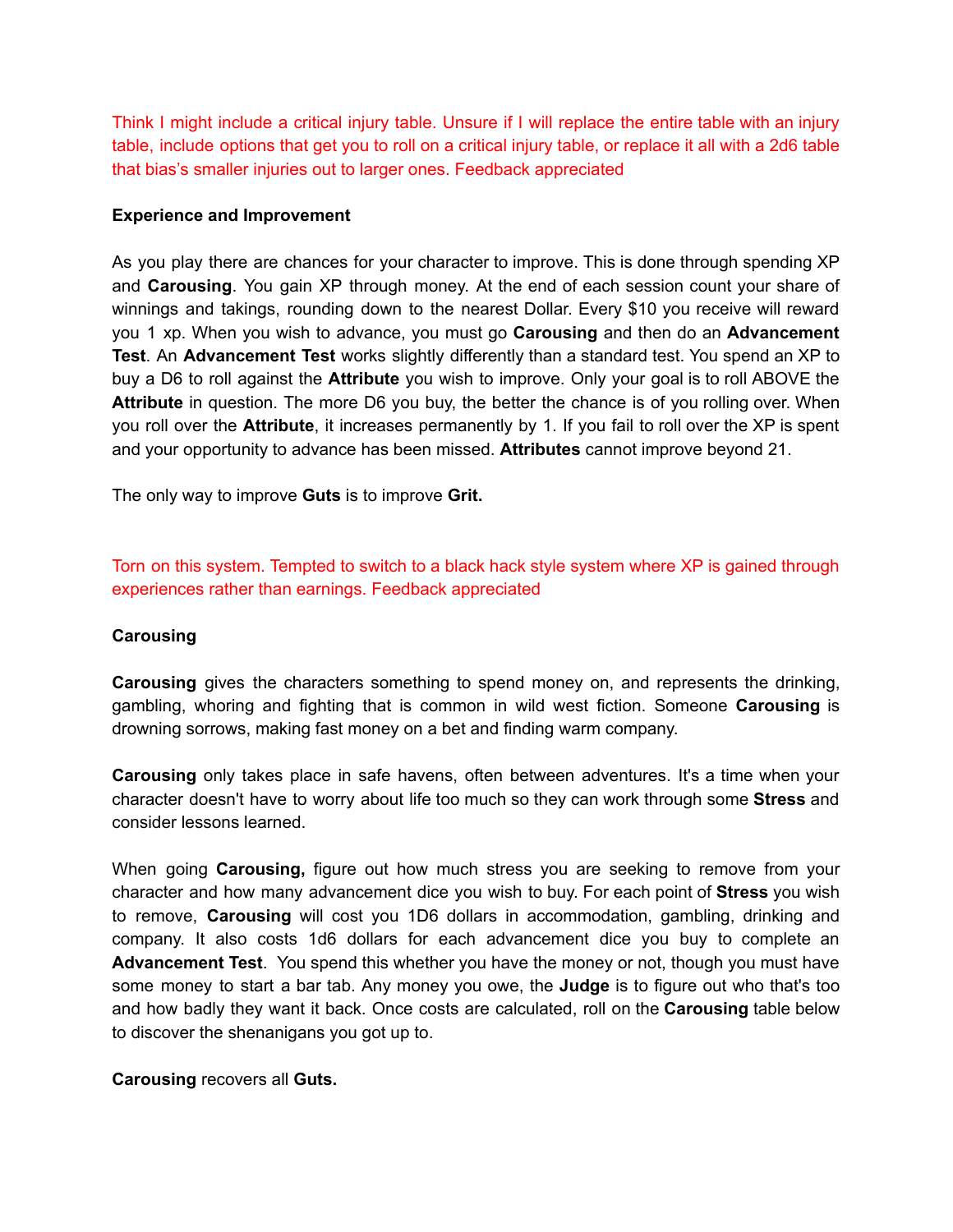Think I might include a critical injury table. Unsure if I will replace the entire table with an injury table, include options that get you to roll on a critical injury table, or replace it all with a 2d6 table that bias's smaller injuries out to larger ones. Feedback appreciated

**Experience and Improvement**

As you play there are chances for your character to improve. This is done through spending XP and **Carousing**. You gain XP through money. At the end of each session count your share of winnings and takings, rounding down to the nearest Dollar. Every $10 you receive will reward you 1 xp. When you wish to advance, you must go **Carousing** and then do an **Advancement Test**. An **Advancement Test** works slightly differently than a standard test. You spend an XP to buy a D6 to roll against the **Attribute** you wish to improve. Only your goal is to roll ABOVE the **Attribute** in question. The more D6 you buy, the better the chance is of you rolling over. When you roll over the **Attribute**, it increases permanently by 1. If you fail to roll over the XP is spent and your opportunity to advance has been missed. **Attributes** cannot improve beyond 21.

The only way to improve **Guts** is to improve **Grit.**

Torn on this system. Tempted to switch to a black hack style system where XP is gained through experiences rather than earnings. Feedback appreciated

**Carousing**

**Carousing** gives the characters something to spend money on, and represents the drinking, gambling, whoring and fighting that is common in wild west fiction. Someone **Carousing** is drowning sorrows, making fast money on a bet and finding warm company.

**Carousing** only takes place in safe havens, often between adventures. It's a time when your character doesn't have to worry about life too much so they can work through some **Stress** and consider lessons learned.

When going **Carousing,** figure out how much stress you are seeking to remove from your character and how many advancement dice you wish to buy. For each point of **Stress** you wish to remove, **Carousing** will cost you 1D6 dollars in accommodation, gambling, drinking and company. It also costs 1d6 dollars for each advancement dice you buy to complete an **Advancement Test**. You spend this whether you have the money or not, though you must have some money to start a bar tab. Any money you owe, the **Judge** is to figure out who that's too and how badly they want it back. Once costs are calculated, roll on the **Carousing** table below to discover the shenanigans you got up to.

**Carousing** recovers all **Guts.**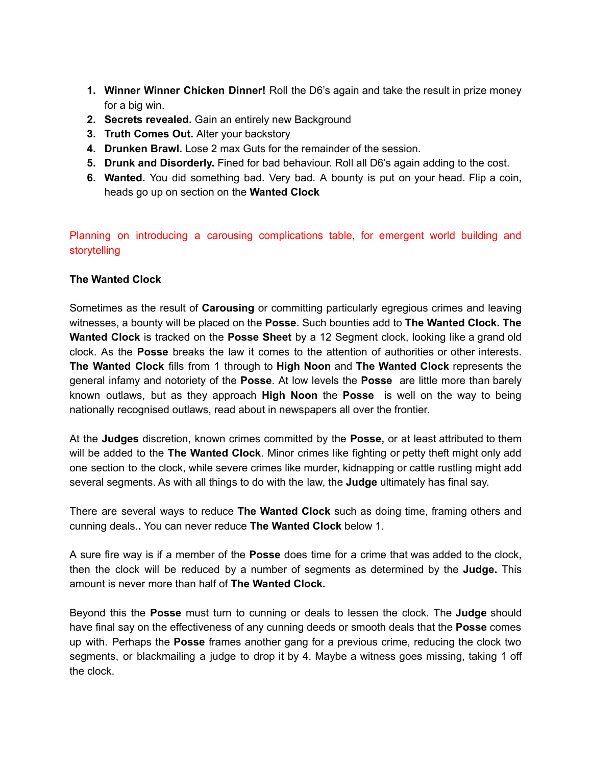1. **Winner Winner Chicken Dinner!** Roll the D6's again and take the result in prize money for a big win.
2. **Secrets revealed.** Gain an entirely new Background
3. **Truth Comes Out.** Alter your backstory
4. **Drunken Brawl.** Lose 2 max Guts for the remainder of the session.
5. **Drunk and Disorderly.** Fined for bad behaviour. Roll all D6's again adding to the cost.
6. **Wanted.** You did something bad. Very bad. A bounty is put on your head. Flip a coin, heads go up on section on the **Wanted Clock**

Planning on introducing a carousing complications table, for emergent world building and storytelling

**The Wanted Clock**

Sometimes as the result of **Carousing** or committing particularly egregious crimes and leaving witnesses, a bounty will be placed on the **Posse**. Such bounties add to **The Wanted Clock. The Wanted Clock** is tracked on the **Posse Sheet** by a 12 Segment clock, looking like a grand old clock. As the **Posse** breaks the law it comes to the attention of authorities or other interests. **The Wanted Clock** fills from 1 through to **High Noon** and **The Wanted Clock** represents the general infamy and notoriety of the **Posse**. At low levels the **Posse** are little more than barely known outlaws, but as they approach **High Noon** the **Posse** is well on the way to being nationally recognised outlaws, read about in newspapers all over the frontier.

At the **Judges** discretion, known crimes committed by the **Posse,** or at least attributed to them will be added to the **The Wanted Clock**. Minor crimes like fighting or petty theft might only add one section to the clock, while severe crimes like murder, kidnapping or cattle rustling might add several segments. As with all things to do with the law, the **Judge** ultimately has final say.

There are several ways to reduce **The Wanted Clock** such as doing time, framing others and cunning deals**.** You can never reduce **The Wanted Clock** below 1.

A sure fire way is if a member of the **Posse** does time for a crime that was added to the clock, then the clock will be reduced by a number of segments as determined by the **Judge.** This amount is never more than half of **The Wanted Clock.**

Beyond this the **Posse** must turn to cunning or deals to lessen the clock. The **Judge** should have final say on the effectiveness of any cunning deeds or smooth deals that the **Posse** comes up with. Perhaps the **Posse** frames another gang for a previous crime, reducing the clock two segments, or blackmailing a judge to drop it by 4. Maybe a witness goes missing, taking 1 off the clock.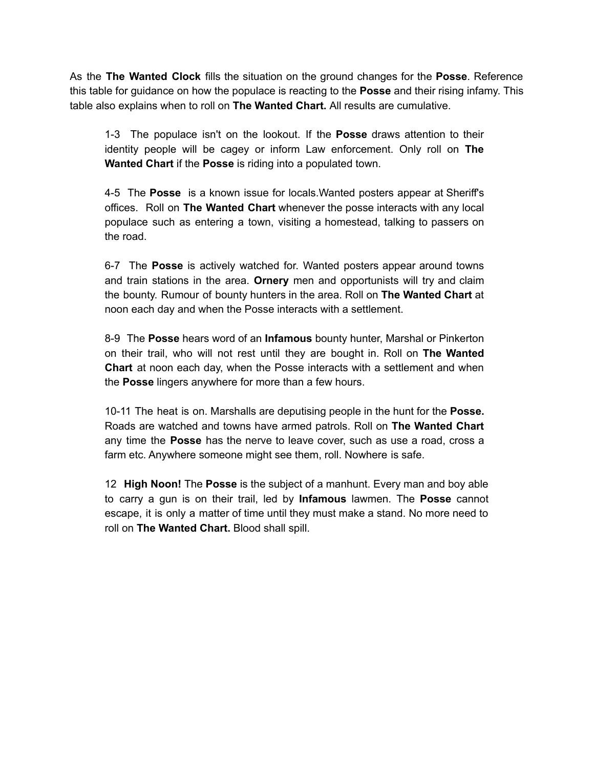As the **The Wanted Clock** fills the situation on the ground changes for the **Posse**. Reference this table for guidance on how the populace is reacting to the **Posse** and their rising infamy. This table also explains when to roll on **The Wanted Chart.** All results are cumulative.

1-3  The populace isn't on the lookout. If the **Posse** draws attention to their identity people will be cagey or inform Law enforcement. Only roll on **The Wanted Chart** if the **Posse** is riding into a populated town.

4-5  The **Posse** is a known issue for locals.Wanted posters appear at Sheriff's offices. Roll on **The Wanted Chart** whenever the posse interacts with any local populace such as entering a town, visiting a homestead, talking to passers on the road.

6-7  The **Posse** is actively watched for. Wanted posters appear around towns and train stations in the area. **Ornery** men and opportunists will try and claim the bounty. Rumour of bounty hunters in the area. Roll on **The Wanted Chart** at noon each day and when the Posse interacts with a settlement.

8-9  The **Posse** hears word of an **Infamous** bounty hunter, Marshal or Pinkerton on their trail, who will not rest until they are bought in. Roll on **The Wanted Chart** at noon each day, when the Posse interacts with a settlement and when the **Posse** lingers anywhere for more than a few hours.

10-11 The heat is on. Marshalls are deputising people in the hunt for the **Posse.** Roads are watched and towns have armed patrols. Roll on **The Wanted Chart** any time the **Posse** has the nerve to leave cover, such as use a road, cross a farm etc. Anywhere someone might see them, roll. Nowhere is safe.

12  **High Noon!** The **Posse** is the subject of a manhunt. Every man and boy able to carry a gun is on their trail, led by **Infamous** lawmen. The **Posse** cannot escape, it is only a matter of time until they must make a stand. No more need to roll on **The Wanted Chart.** Blood shall spill.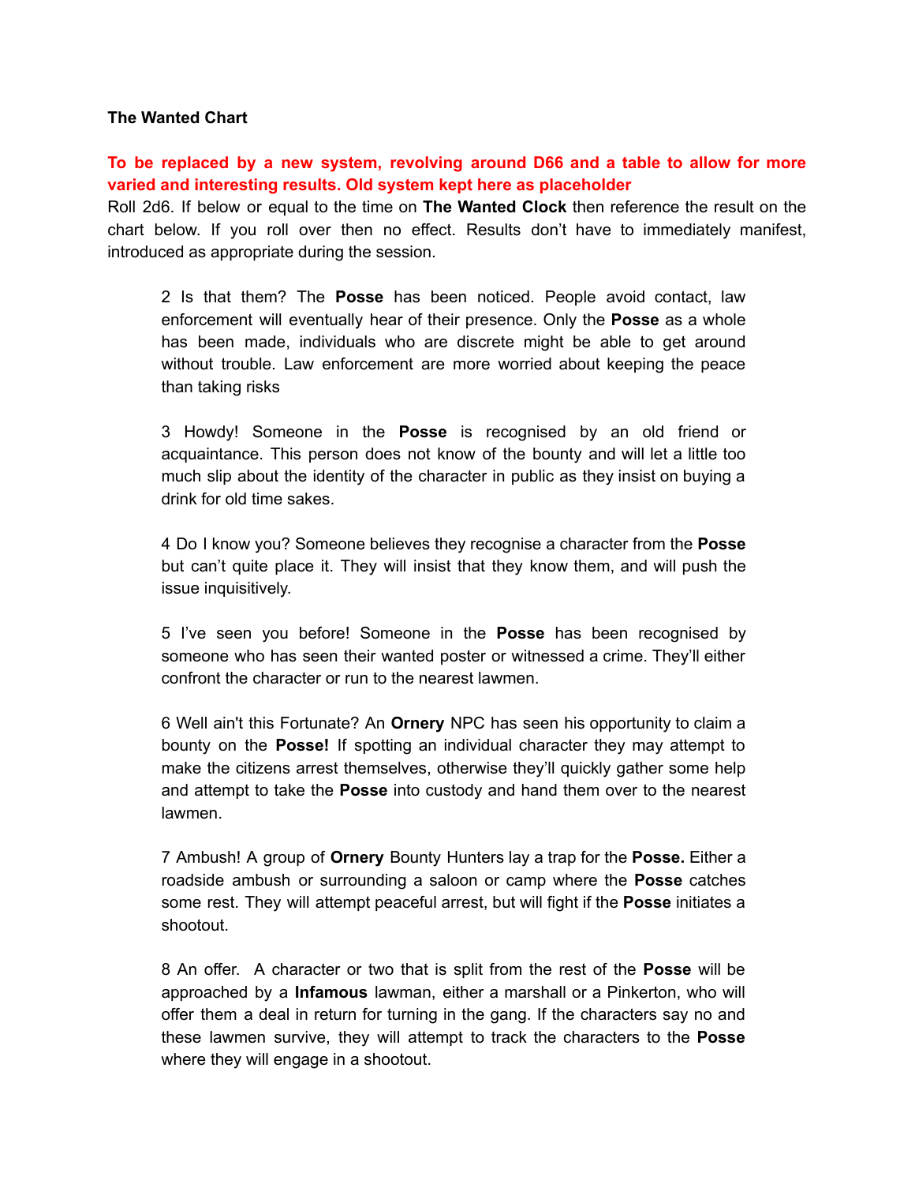**The Wanted Chart**

**To be replaced by a new system, revolving around D66 and a table to allow for more varied and interesting results. Old system kept here as placeholder**

Roll 2d6. If below or equal to the time on **The Wanted Clock** then reference the result on the chart below. If you roll over then no effect. Results don't have to immediately manifest, introduced as appropriate during the session.

> 2 Is that them? The **Posse** has been noticed. People avoid contact, law enforcement will eventually hear of their presence. Only the **Posse** as a whole has been made, individuals who are discrete might be able to get around without trouble. Law enforcement are more worried about keeping the peace than taking risks
>
> 3 Howdy! Someone in the **Posse** is recognised by an old friend or acquaintance. This person does not know of the bounty and will let a little too much slip about the identity of the character in public as they insist on buying a drink for old time sakes.
>
> 4 Do I know you? Someone believes they recognise a character from the **Posse** but can't quite place it. They will insist that they know them, and will push the issue inquisitively.
>
> 5 I've seen you before! Someone in the **Posse** has been recognised by someone who has seen their wanted poster or witnessed a crime. They'll either confront the character or run to the nearest lawmen.
>
> 6 Well ain't this Fortunate? An **Ornery** NPC has seen his opportunity to claim a bounty on the **Posse!** If spotting an individual character they may attempt to make the citizens arrest themselves, otherwise they'll quickly gather some help and attempt to take the **Posse** into custody and hand them over to the nearest lawmen.
>
> 7 Ambush! A group of **Ornery** Bounty Hunters lay a trap for the **Posse.** Either a roadside ambush or surrounding a saloon or camp where the **Posse** catches some rest. They will attempt peaceful arrest, but will fight if the **Posse** initiates a shootout.
>
> 8 An offer. A character or two that is split from the rest of the **Posse** will be approached by a **Infamous** lawman, either a marshall or a Pinkerton, who will offer them a deal in return for turning in the gang. If the characters say no and these lawmen survive, they will attempt to track the characters to the **Posse** where they will engage in a shootout.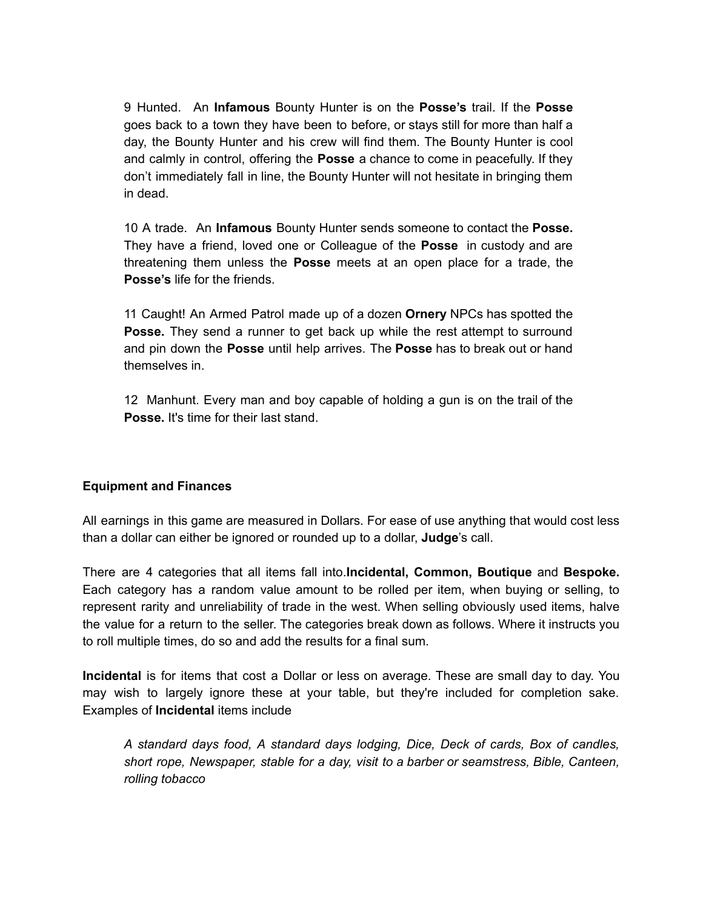9 Hunted. An **Infamous** Bounty Hunter is on the **Posse's** trail. If the **Posse** goes back to a town they have been to before, or stays still for more than half a day, the Bounty Hunter and his crew will find them. The Bounty Hunter is cool and calmly in control, offering the **Posse** a chance to come in peacefully. If they don't immediately fall in line, the Bounty Hunter will not hesitate in bringing them in dead.

10 A trade. An **Infamous** Bounty Hunter sends someone to contact the **Posse.** They have a friend, loved one or Colleague of the **Posse** in custody and are threatening them unless the **Posse** meets at an open place for a trade, the **Posse's** life for the friends.

11 Caught! An Armed Patrol made up of a dozen **Ornery** NPCs has spotted the **Posse.** They send a runner to get back up while the rest attempt to surround and pin down the **Posse** until help arrives. The **Posse** has to break out or hand themselves in.

12 Manhunt. Every man and boy capable of holding a gun is on the trail of the **Posse.** It's time for their last stand.

### Equipment and Finances

All earnings in this game are measured in Dollars. For ease of use anything that would cost less than a dollar can either be ignored or rounded up to a dollar, **Judge**'s call.

There are 4 categories that all items fall into.**Incidental, Common, Boutique** and **Bespoke.** Each category has a random value amount to be rolled per item, when buying or selling, to represent rarity and unreliability of trade in the west. When selling obviously used items, halve the value for a return to the seller. The categories break down as follows. Where it instructs you to roll multiple times, do so and add the results for a final sum.

**Incidental** is for items that cost a Dollar or less on average. These are small day to day. You may wish to largely ignore these at your table, but they're included for completion sake. Examples of **Incidental** items include

*A standard days food, A standard days lodging, Dice, Deck of cards, Box of candles, short rope, Newspaper, stable for a day, visit to a barber or seamstress, Bible, Canteen, rolling tobacco*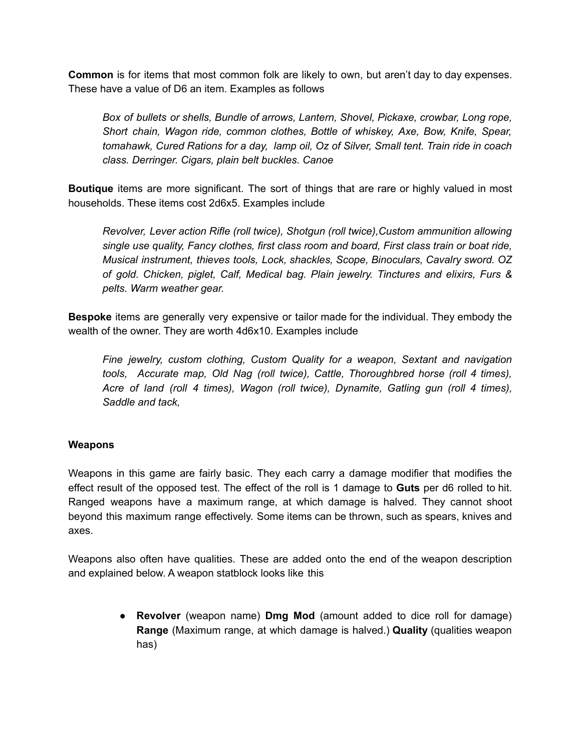**Common** is for items that most common folk are likely to own, but aren't day to day expenses. These have a value of D6 an item. Examples as follows

> *Box of bullets or shells, Bundle of arrows, Lantern, Shovel, Pickaxe, crowbar, Long rope, Short chain, Wagon ride, common clothes, Bottle of whiskey, Axe, Bow, Knife, Spear, tomahawk, Cured Rations for a day, lamp oil, Oz of Silver, Small tent. Train ride in coach class. Derringer. Cigars, plain belt buckles. Canoe*

**Boutique** items are more significant. The sort of things that are rare or highly valued in most households. These items cost 2d6x5. Examples include

> *Revolver, Lever action Rifle (roll twice), Shotgun (roll twice),Custom ammunition allowing single use quality, Fancy clothes, first class room and board, First class train or boat ride, Musical instrument, thieves tools, Lock, shackles, Scope, Binoculars, Cavalry sword. OZ of gold. Chicken, piglet, Calf, Medical bag. Plain jewelry. Tinctures and elixirs, Furs & pelts. Warm weather gear.*

**Bespoke** items are generally very expensive or tailor made for the individual. They embody the wealth of the owner. They are worth 4d6x10. Examples include

> *Fine jewelry, custom clothing, Custom Quality for a weapon, Sextant and navigation tools, Accurate map, Old Nag (roll twice), Cattle, Thoroughbred horse (roll 4 times), Acre of land (roll 4 times), Wagon (roll twice), Dynamite, Gatling gun (roll 4 times), Saddle and tack,*

**Weapons**

Weapons in this game are fairly basic. They each carry a damage modifier that modifies the effect result of the opposed test. The effect of the roll is 1 damage to **Guts** per d6 rolled to hit. Ranged weapons have a maximum range, at which damage is halved. They cannot shoot beyond this maximum range effectively. Some items can be thrown, such as spears, knives and axes.

Weapons also often have qualities. These are added onto the end of the weapon description and explained below. A weapon statblock looks like this

- **Revolver** (weapon name) **Dmg Mod** (amount added to dice roll for damage) **Range** (Maximum range, at which damage is halved.) **Quality** (qualities weapon has)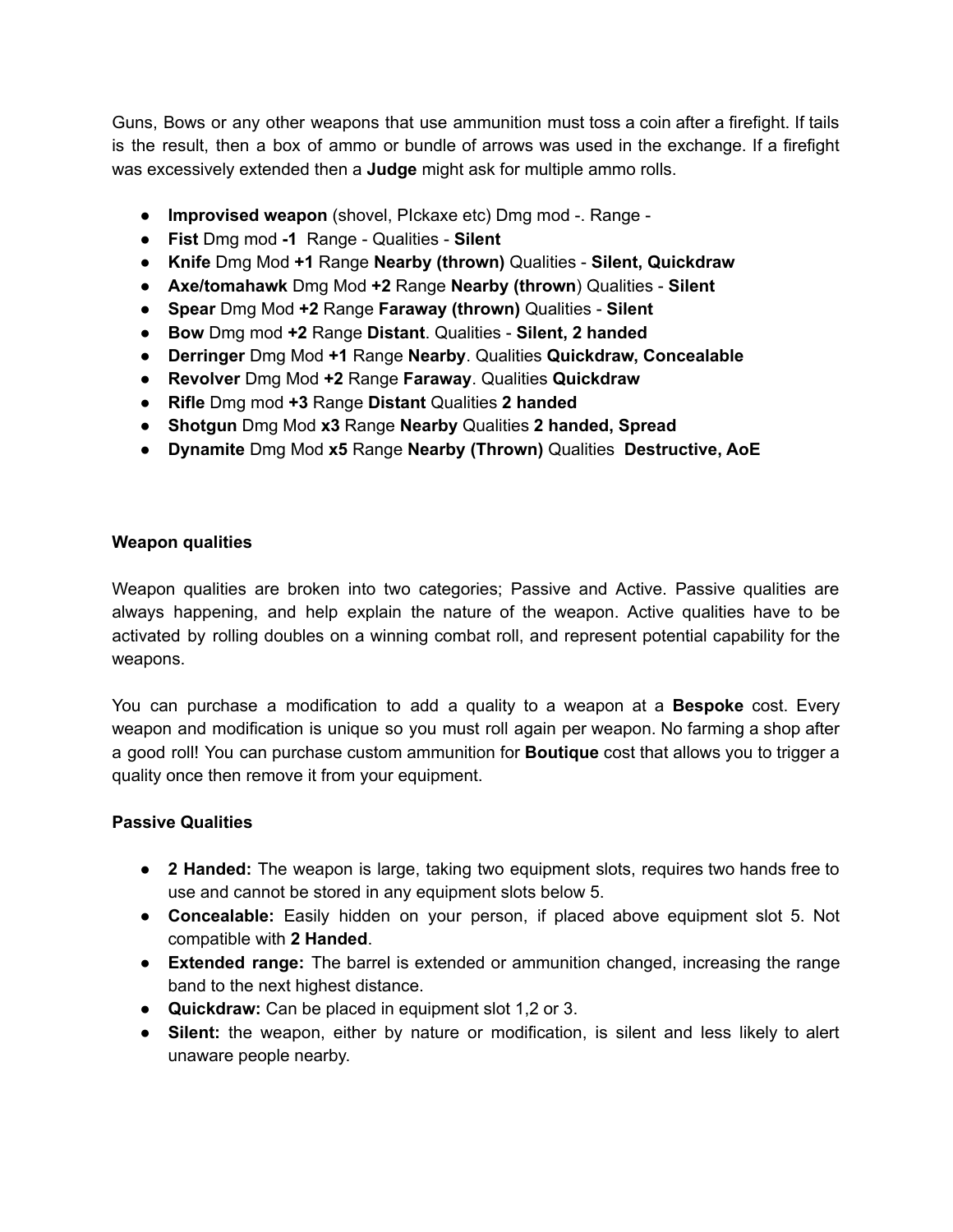Guns, Bows or any other weapons that use ammunition must toss a coin after a firefight. If tails is the result, then a box of ammo or bundle of arrows was used in the exchange. If a firefight was excessively extended then a **Judge** might ask for multiple ammo rolls.

- **Improvised weapon** (shovel, PIckaxe etc) Dmg mod -. Range -
- **Fist** Dmg mod **-1** Range - Qualities - **Silent**
- **Knife** Dmg Mod **+1** Range **Nearby (thrown)** Qualities - **Silent, Quickdraw**
- **Axe/tomahawk** Dmg Mod **+2** Range **Nearby (thrown**) Qualities - **Silent**
- **Spear** Dmg Mod **+2** Range **Faraway (thrown)** Qualities - **Silent**
- **Bow** Dmg mod **+2** Range **Distant**. Qualities - **Silent, 2 handed**
- **Derringer** Dmg Mod **+1** Range **Nearby**. Qualities **Quickdraw, Concealable**
- **Revolver** Dmg Mod **+2** Range **Faraway**. Qualities **Quickdraw**
- **Rifle** Dmg mod **+3** Range **Distant** Qualities **2 handed**
- **Shotgun** Dmg Mod **x3** Range **Nearby** Qualities **2 handed, Spread**
- **Dynamite** Dmg Mod **x5** Range **Nearby (Thrown)** Qualities **Destructive, AoE**

**Weapon qualities**

Weapon qualities are broken into two categories; Passive and Active. Passive qualities are always happening, and help explain the nature of the weapon. Active qualities have to be activated by rolling doubles on a winning combat roll, and represent potential capability for the weapons.

You can purchase a modification to add a quality to a weapon at a **Bespoke** cost. Every weapon and modification is unique so you must roll again per weapon. No farming a shop after a good roll! You can purchase custom ammunition for **Boutique** cost that allows you to trigger a quality once then remove it from your equipment.

**Passive Qualities**

- **2 Handed:** The weapon is large, taking two equipment slots, requires two hands free to use and cannot be stored in any equipment slots below 5.
- **Concealable:** Easily hidden on your person, if placed above equipment slot 5. Not compatible with **2 Handed**.
- **Extended range:** The barrel is extended or ammunition changed, increasing the range band to the next highest distance.
- **Quickdraw:** Can be placed in equipment slot 1,2 or 3.
- **Silent:** the weapon, either by nature or modification, is silent and less likely to alert unaware people nearby.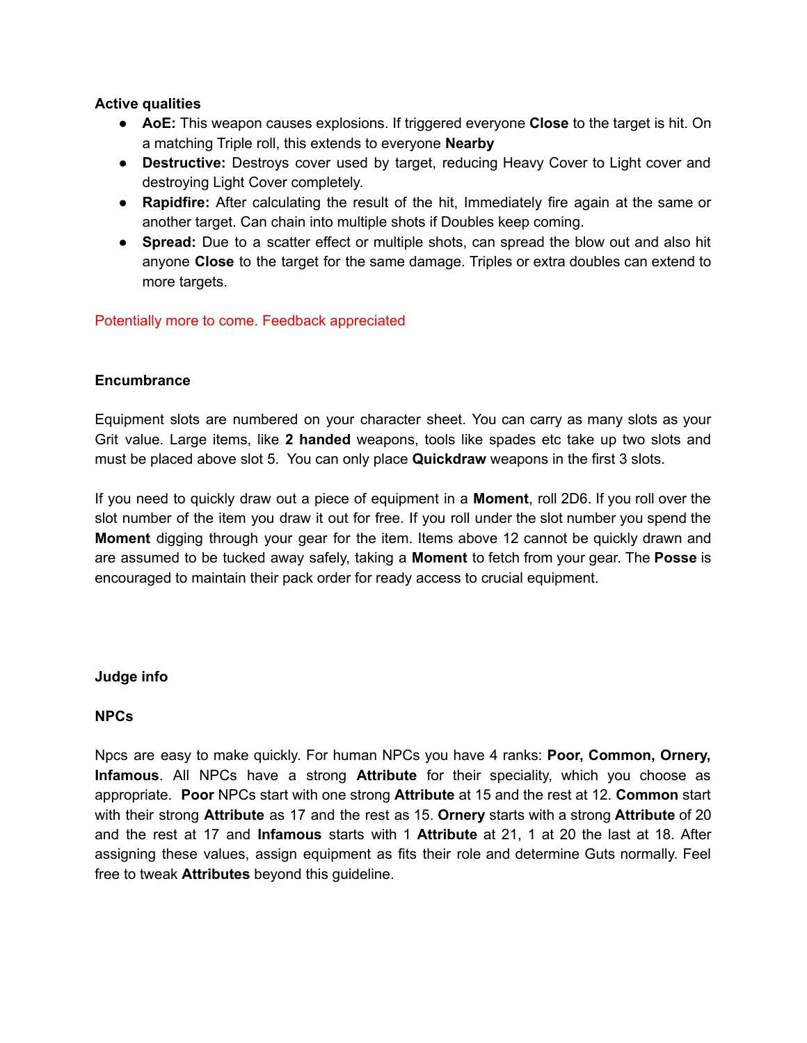**Active qualities**

- **AoE:** This weapon causes explosions. If triggered everyone **Close** to the target is hit. On a matching Triple roll, this extends to everyone **Nearby**
- **Destructive:** Destroys cover used by target, reducing Heavy Cover to Light cover and destroying Light Cover completely.
- **Rapidfire:** After calculating the result of the hit, Immediately fire again at the same or another target. Can chain into multiple shots if Doubles keep coming.
- **Spread:** Due to a scatter effect or multiple shots, can spread the blow out and also hit anyone **Close** to the target for the same damage. Triples or extra doubles can extend to more targets.

Potentially more to come. Feedback appreciated

**Encumbrance**

Equipment slots are numbered on your character sheet. You can carry as many slots as your Grit value. Large items, like **2 handed** weapons, tools like spades etc take up two slots and must be placed above slot 5. You can only place **Quickdraw** weapons in the first 3 slots.

If you need to quickly draw out a piece of equipment in a **Moment**, roll 2D6. If you roll over the slot number of the item you draw it out for free. If you roll under the slot number you spend the **Moment** digging through your gear for the item. Items above 12 cannot be quickly drawn and are assumed to be tucked away safely, taking a **Moment** to fetch from your gear. The **Posse** is encouraged to maintain their pack order for ready access to crucial equipment.

**Judge info**

**NPCs**

Npcs are easy to make quickly. For human NPCs you have 4 ranks: **Poor, Common, Ornery, Infamous**. All NPCs have a strong **Attribute** for their speciality, which you choose as appropriate. **Poor** NPCs start with one strong **Attribute** at 15 and the rest at 12. **Common** start with their strong **Attribute** as 17 and the rest as 15. **Ornery** starts with a strong **Attribute** of 20 and the rest at 17 and **Infamous** starts with 1 **Attribute** at 21, 1 at 20 the last at 18. After assigning these values, assign equipment as fits their role and determine Guts normally. Feel free to tweak **Attributes** beyond this guideline.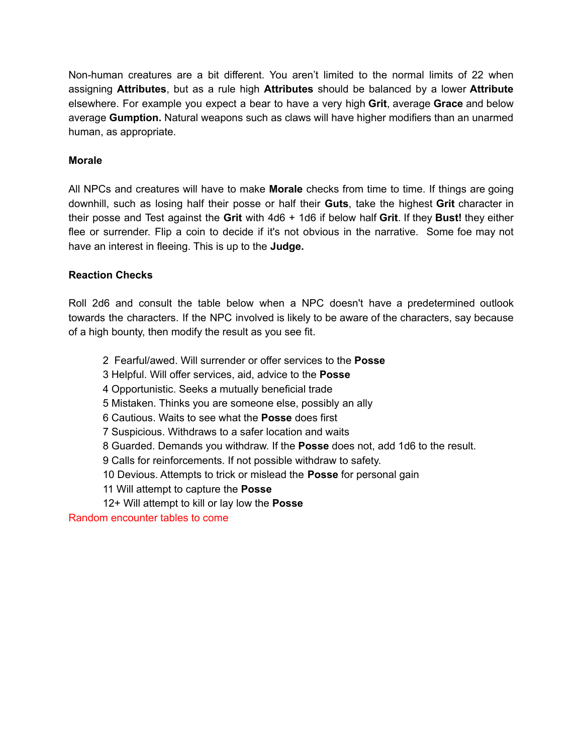Non-human creatures are a bit different. You aren't limited to the normal limits of 22 when assigning **Attributes**, but as a rule high **Attributes** should be balanced by a lower **Attribute** elsewhere. For example you expect a bear to have a very high **Grit**, average **Grace** and below average **Gumption.** Natural weapons such as claws will have higher modifiers than an unarmed human, as appropriate.

### Morale

All NPCs and creatures will have to make **Morale** checks from time to time. If things are going downhill, such as losing half their posse or half their **Guts**, take the highest **Grit** character in their posse and Test against the **Grit** with 4d6 + 1d6 if below half **Grit**. If they **Bust!** they either flee or surrender. Flip a coin to decide if it's not obvious in the narrative. Some foe may not have an interest in fleeing. This is up to the **Judge.**

### Reaction Checks

Roll 2d6 and consult the table below when a NPC doesn't have a predetermined outlook towards the characters. If the NPC involved is likely to be aware of the characters, say because of a high bounty, then modify the result as you see fit.

2 Fearful/awed. Will surrender or offer services to the **Posse**
3 Helpful. Will offer services, aid, advice to the **Posse**
4 Opportunistic. Seeks a mutually beneficial trade
5 Mistaken. Thinks you are someone else, possibly an ally
6 Cautious. Waits to see what the **Posse** does first
7 Suspicious. Withdraws to a safer location and waits
8 Guarded. Demands you withdraw. If the **Posse** does not, add 1d6 to the result.
9 Calls for reinforcements. If not possible withdraw to safety.
10 Devious. Attempts to trick or mislead the **Posse** for personal gain
11 Will attempt to capture the **Posse**
12+ Will attempt to kill or lay low the **Posse**

Random encounter tables to come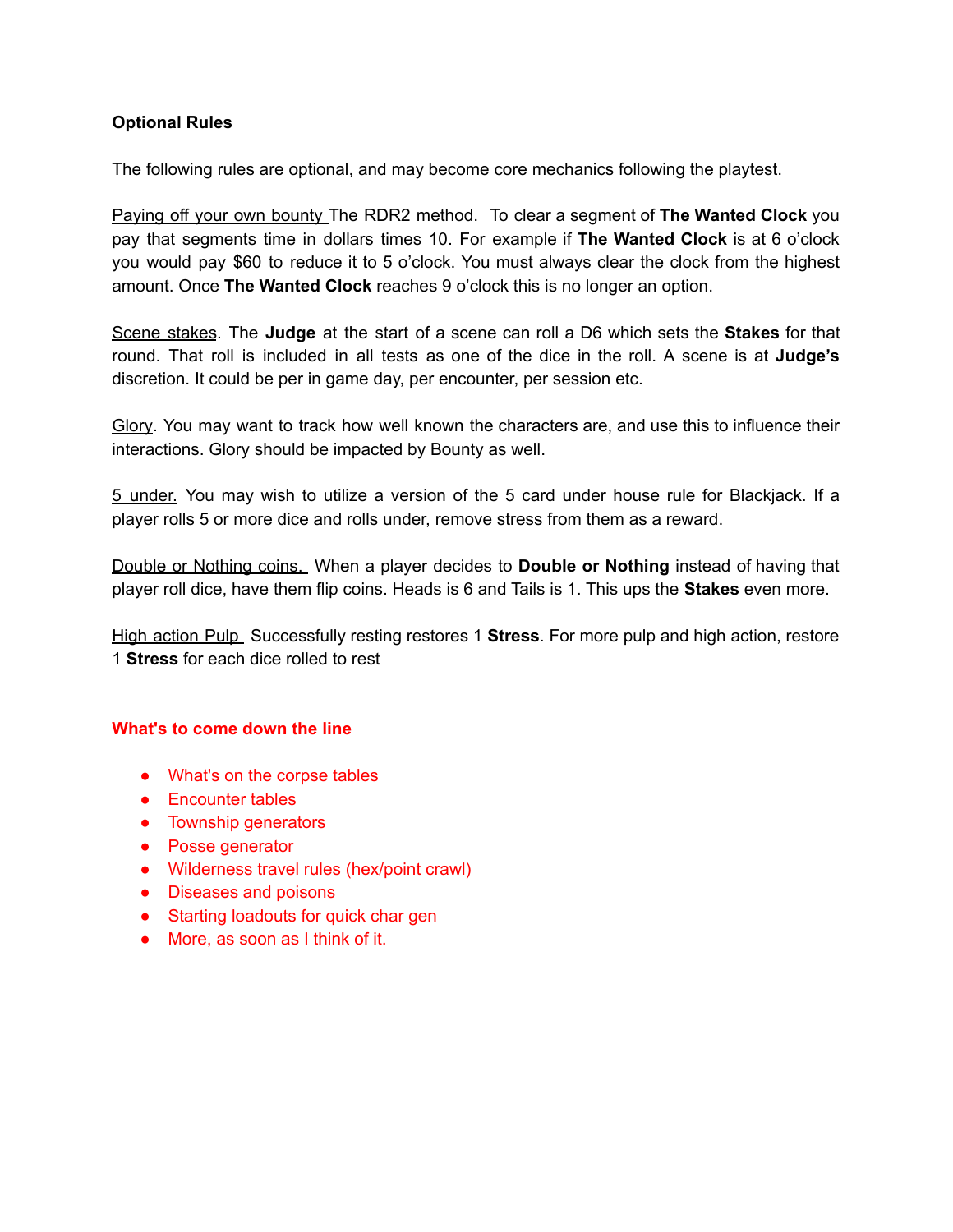**Optional Rules**

The following rules are optional, and may become core mechanics following the playtest.

Paying off your own bounty The RDR2 method. To clear a segment of **The Wanted Clock** you pay that segments time in dollars times 10. For example if **The Wanted Clock** is at 6 o'clock you would pay $60 to reduce it to 5 o'clock. You must always clear the clock from the highest amount. Once **The Wanted Clock** reaches 9 o'clock this is no longer an option.

Scene stakes. The **Judge** at the start of a scene can roll a D6 which sets the **Stakes** for that round. That roll is included in all tests as one of the dice in the roll. A scene is at **Judge's** discretion. It could be per in game day, per encounter, per session etc.

Glory. You may want to track how well known the characters are, and use this to influence their interactions. Glory should be impacted by Bounty as well.

5 under. You may wish to utilize a version of the 5 card under house rule for Blackjack. If a player rolls 5 or more dice and rolls under, remove stress from them as a reward.

Double or Nothing coins. When a player decides to **Double or Nothing** instead of having that player roll dice, have them flip coins. Heads is 6 and Tails is 1. This ups the **Stakes** even more.

High action Pulp Successfully resting restores 1 **Stress**. For more pulp and high action, restore 1 **Stress** for each dice rolled to rest

**What's to come down the line**

- What's on the corpse tables
- Encounter tables
- Township generators
- Posse generator
- Wilderness travel rules (hex/point crawl)
- Diseases and poisons
- Starting loadouts for quick char gen
- More, as soon as I think of it.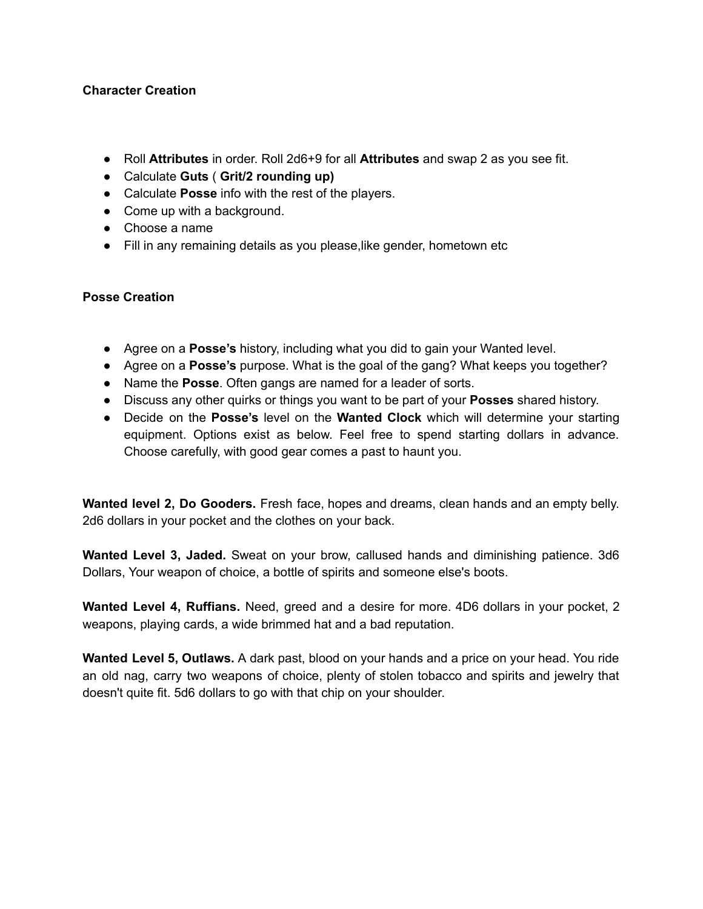**Character Creation**

- Roll **Attributes** in order. Roll 2d6+9 for all **Attributes** and swap 2 as you see fit.
- Calculate **Guts** ( **Grit/2 rounding up)**
- Calculate **Posse** info with the rest of the players.
- Come up with a background.
- Choose a name
- Fill in any remaining details as you please,like gender, hometown etc

**Posse Creation**

- Agree on a **Posse's** history, including what you did to gain your Wanted level.
- Agree on a **Posse's** purpose. What is the goal of the gang? What keeps you together?
- Name the **Posse**. Often gangs are named for a leader of sorts.
- Discuss any other quirks or things you want to be part of your **Posses** shared history.
- Decide on the **Posse's** level on the **Wanted Clock** which will determine your starting equipment. Options exist as below. Feel free to spend starting dollars in advance. Choose carefully, with good gear comes a past to haunt you.

**Wanted level 2, Do Gooders.** Fresh face, hopes and dreams, clean hands and an empty belly. 2d6 dollars in your pocket and the clothes on your back.

**Wanted Level 3, Jaded.** Sweat on your brow, callused hands and diminishing patience. 3d6 Dollars, Your weapon of choice, a bottle of spirits and someone else's boots.

**Wanted Level 4, Ruffians.** Need, greed and a desire for more. 4D6 dollars in your pocket, 2 weapons, playing cards, a wide brimmed hat and a bad reputation.

**Wanted Level 5, Outlaws.** A dark past, blood on your hands and a price on your head. You ride an old nag, carry two weapons of choice, plenty of stolen tobacco and spirits and jewelry that doesn't quite fit. 5d6 dollars to go with that chip on your shoulder.